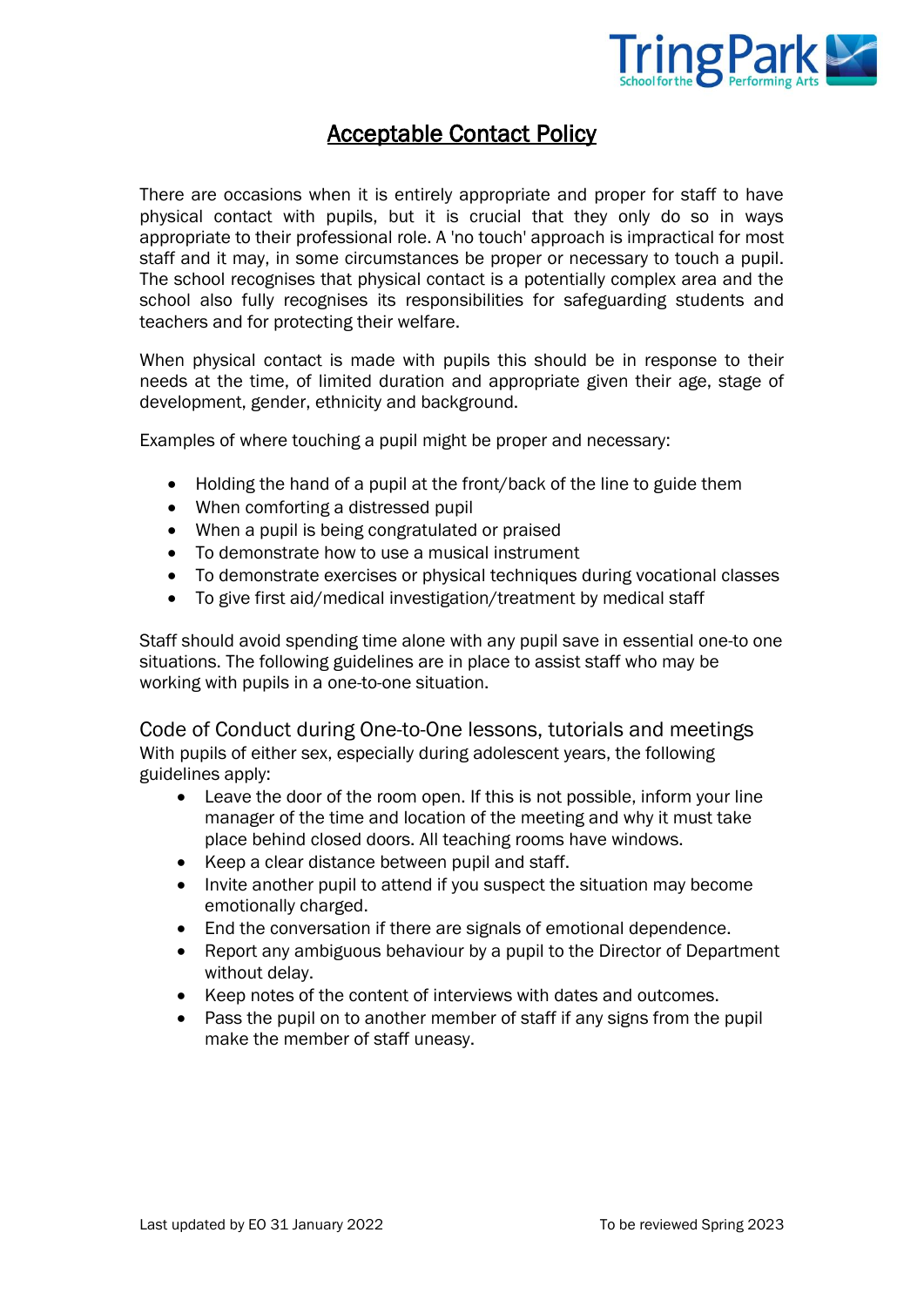# Acceptable Contact Policy

There are occasions when it is entirely appropriate and proper for staff to have physical contact with pupils, but it is crucial that they only do so in ways appropriate to their professional role. A 'no touch' approach is impractical for most staff and it may, in some circumstances be proper or necessary to touch a pupil. The school recognises that physical contact is a potentially complex area and the school also fully recognises its responsibilities for safeguarding students and teachers and for protecting their welfare.

When physical contact is made with pupils this should be in response to their needs at the time, of limited duration and appropriate given their age, stage of development, gender, ethnicity and background.

Examples of where touching a pupil might be proper and necessary:

- Holding the hand of a pupil at the front/back of the line to guide them
- When comforting a distressed pupil
- When a pupil is being congratulated or praised
- To demonstrate how to use a musical instrument
- To demonstrate exercises or physical techniques during vocational classes
- To give first aid/medical investigation/treatment by medical staff

Staff should avoid spending time alone with any pupil save in essential one-to one situations. The following guidelines are in place to assist staff who may be working with pupils in a one-to-one situation.

## Code of Conduct during One-to-One lessons, tutorials and meetings

With pupils of either sex, especially during adolescent years, the following guidelines apply:

- Leave the door of the room open. If this is not possible, inform your line manager of the time and location of the meeting and why it must take place behind closed doors. All teaching rooms have windows.
- Keep a clear distance between pupil and staff.
- Invite another pupil to attend if you suspect the situation may become emotionally charged.
- End the conversation if there are signals of emotional dependence.
- Report any ambiguous behaviour by a pupil to the Director of Department without delay.
- Keep notes of the content of interviews with dates and outcomes.
- Pass the pupil on to another member of staff if any signs from the pupil make the member of staff uneasy.

Last updated by EO 31 January 2022 To be reviewed Spring 2023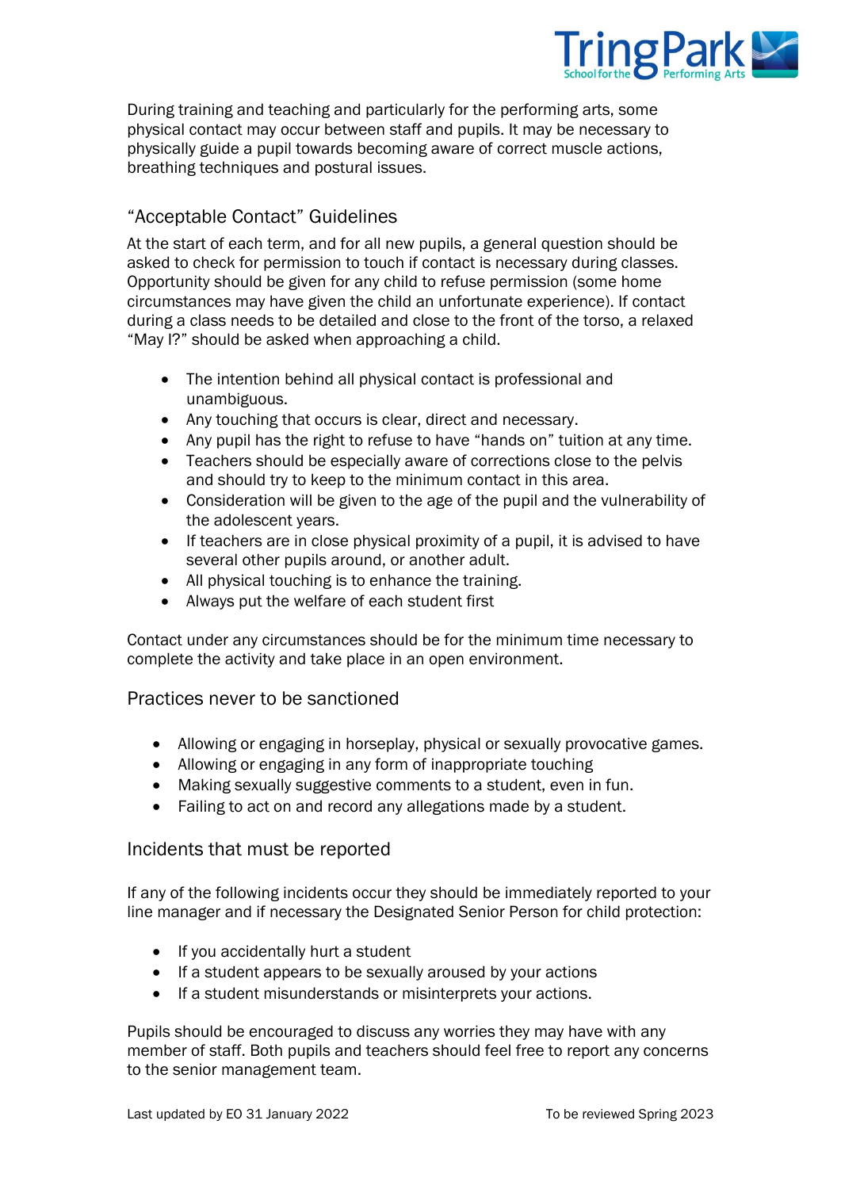During training and teaching and particularly for the performing arts, some physical contact may occur between staff and pupils. It may be necessary to physically guide a pupil towards becoming aware of correct muscle actions, breathing techniques and postural issues.

## "Acceptable Contact" Guidelines

At the start of each term, and for all new pupils, a general question should be asked to check for permission to touch if contact is necessary during classes. Opportunity should be given for any child to refuse permission (some home circumstances may have given the child an unfortunate experience). If contact during a class needs to be detailed and close to the front of the torso, a relaxed "May I?" should be asked when approaching a child.

- The intention behind all physical contact is professional and unambiguous.
- Any touching that occurs is clear, direct and necessary.
- Any pupil has the right to refuse to have "hands on" tuition at any time.
- Teachers should be especially aware of corrections close to the pelvis and should try to keep to the minimum contact in this area.
- Consideration will be given to the age of the pupil and the vulnerability of the adolescent years.
- If teachers are in close physical proximity of a pupil, it is advised to have several other pupils around, or another adult.
- All physical touching is to enhance the training.
- Always put the welfare of each student first

Contact under any circumstances should be for the minimum time necessary to complete the activity and take place in an open environment.

## Practices never to be sanctioned

- Allowing or engaging in horseplay, physical or sexually provocative games.
- Allowing or engaging in any form of inappropriate touching
- Making sexually suggestive comments to a student, even in fun.
- Failing to act on and record any allegations made by a student.

## Incidents that must be reported

If any of the following incidents occur they should be immediately reported to your line manager and if necessary the Designated Senior Person for child protection:

- If you accidentally hurt a student
- If a student appears to be sexually aroused by your actions
- If a student misunderstands or misinterprets your actions.

Pupils should be encouraged to discuss any worries they may have with any member of staff. Both pupils and teachers should feel free to report any concerns to the senior management team.

Last updated by EO 31 January 2022 | To be reviewed Spring 2023